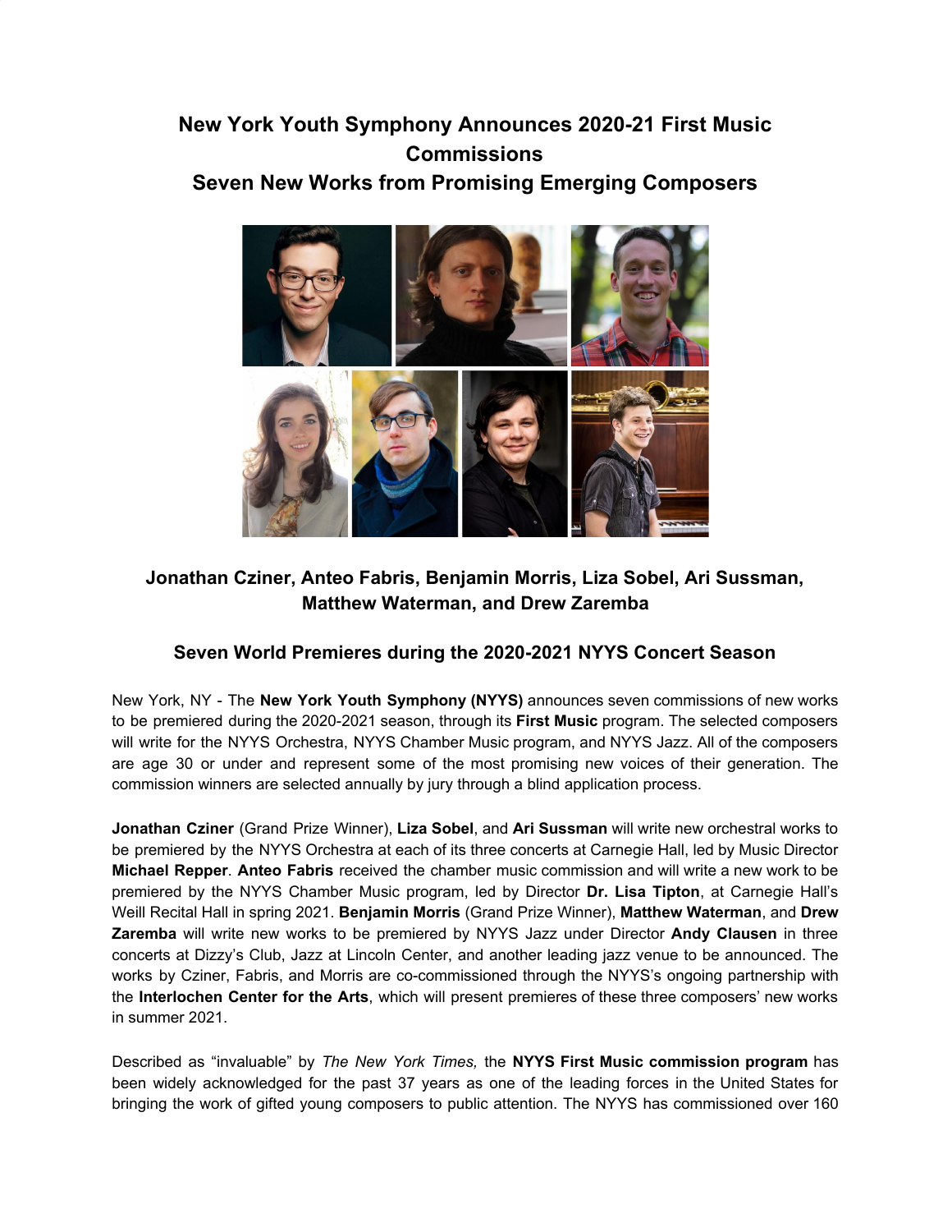# New York Youth Symphony Announces 2020-21 First Music Commissions

## Seven New Works from Promising Emerging Composers

### Jonathan Cziner, Anteo Fabris, Benjamin Morris, Liza Sobel, Ari Sussman, Matthew Waterman, and Drew Zaremba

### Seven World Premieres during the 2020-2021 NYYS Concert Season

New York, NY - The **New York Youth Symphony (NYYS)** announces seven commissions of new works to be premiered during the 2020-2021 season, through its **First Music** program. The selected composers will write for the NYYS Orchestra, NYYS Chamber Music program, and NYYS Jazz. All of the composers are age 30 or under and represent some of the most promising new voices of their generation. The commission winners are selected annually by jury through a blind application process.

**Jonathan Cziner** (Grand Prize Winner), **Liza Sobel**, and **Ari Sussman** will write new orchestral works to be premiered by the NYYS Orchestra at each of its three concerts at Carnegie Hall, led by Music Director **Michael Repper**. **Anteo Fabris** received the chamber music commission and will write a new work to be premiered by the NYYS Chamber Music program, led by Director **Dr. Lisa Tipton**, at Carnegie Hall's Weill Recital Hall in spring 2021. **Benjamin Morris** (Grand Prize Winner), **Matthew Waterman**, and **Drew Zaremba** will write new works to be premiered by NYYS Jazz under Director **Andy Clausen** in three concerts at Dizzy's Club, Jazz at Lincoln Center, and another leading jazz venue to be announced. The works by Cziner, Fabris, and Morris are co-commissioned through the NYYS's ongoing partnership with the **Interlochen Center for the Arts**, which will present premieres of these three composers' new works in summer 2021.

Described as "invaluable" by *The New York Times,* the **NYYS First Music commission program** has been widely acknowledged for the past 37 years as one of the leading forces in the United States for bringing the work of gifted young composers to public attention. The NYYS has commissioned over 160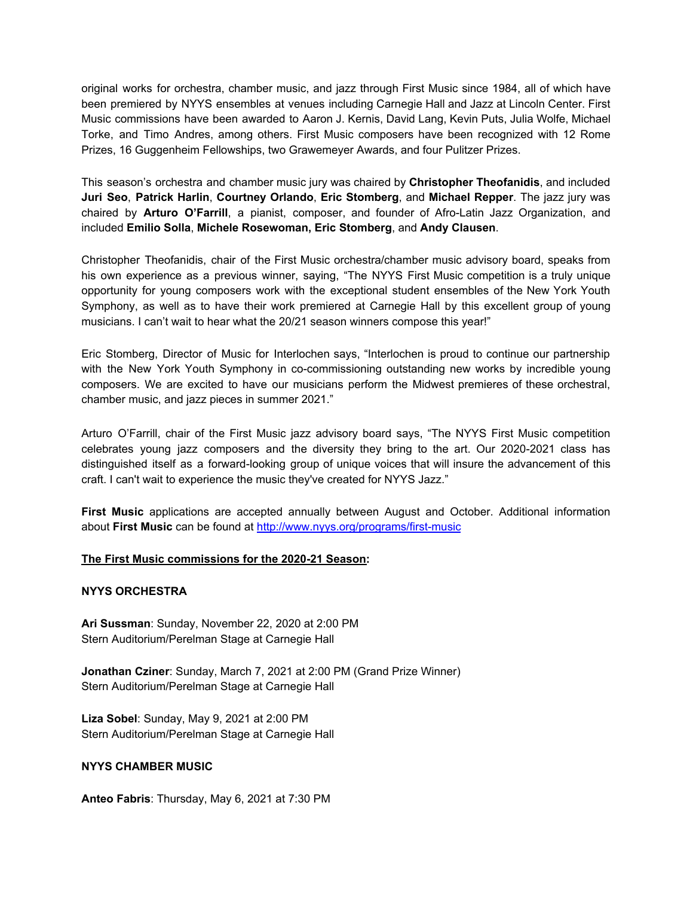original works for orchestra, chamber music, and jazz through First Music since 1984, all of which have been premiered by NYYS ensembles at venues including Carnegie Hall and Jazz at Lincoln Center. First Music commissions have been awarded to Aaron J. Kernis, David Lang, Kevin Puts, Julia Wolfe, Michael Torke, and Timo Andres, among others. First Music composers have been recognized with 12 Rome Prizes, 16 Guggenheim Fellowships, two Grawemeyer Awards, and four Pulitzer Prizes.

This season's orchestra and chamber music jury was chaired by **Christopher Theofanidis**, and included **Juri Seo**, **Patrick Harlin**, **Courtney Orlando**, **Eric Stomberg**, and **Michael Repper**. The jazz jury was chaired by **Arturo O'Farrill**, a pianist, composer, and founder of Afro-Latin Jazz Organization, and included **Emilio Solla**, **Michele Rosewoman, Eric Stomberg**, and **Andy Clausen**.

Christopher Theofanidis, chair of the First Music orchestra/chamber music advisory board, speaks from his own experience as a previous winner, saying, "The NYYS First Music competition is a truly unique opportunity for young composers work with the exceptional student ensembles of the New York Youth Symphony, as well as to have their work premiered at Carnegie Hall by this excellent group of young musicians. I can't wait to hear what the 20/21 season winners compose this year!"

Eric Stomberg, Director of Music for Interlochen says, "Interlochen is proud to continue our partnership with the New York Youth Symphony in co-commissioning outstanding new works by incredible young composers. We are excited to have our musicians perform the Midwest premieres of these orchestral, chamber music, and jazz pieces in summer 2021."

Arturo O'Farrill, chair of the First Music jazz advisory board says, "The NYYS First Music competition celebrates young jazz composers and the diversity they bring to the art. Our 2020-2021 class has distinguished itself as a forward-looking group of unique voices that will insure the advancement of this craft. I can't wait to experience the music they've created for NYYS Jazz."

**First Music** applications are accepted annually between August and October. Additional information about **First Music** can be found at http://www.nyys.org/programs/first-music

**The First Music commissions for the 2020-21 Season:**

**NYYS ORCHESTRA**

**Ari Sussman**: Sunday, November 22, 2020 at 2:00 PM
Stern Auditorium/Perelman Stage at Carnegie Hall

**Jonathan Cziner**: Sunday, March 7, 2021 at 2:00 PM (Grand Prize Winner)
Stern Auditorium/Perelman Stage at Carnegie Hall

**Liza Sobel**: Sunday, May 9, 2021 at 2:00 PM
Stern Auditorium/Perelman Stage at Carnegie Hall

**NYYS CHAMBER MUSIC**

**Anteo Fabris**: Thursday, May 6, 2021 at 7:30 PM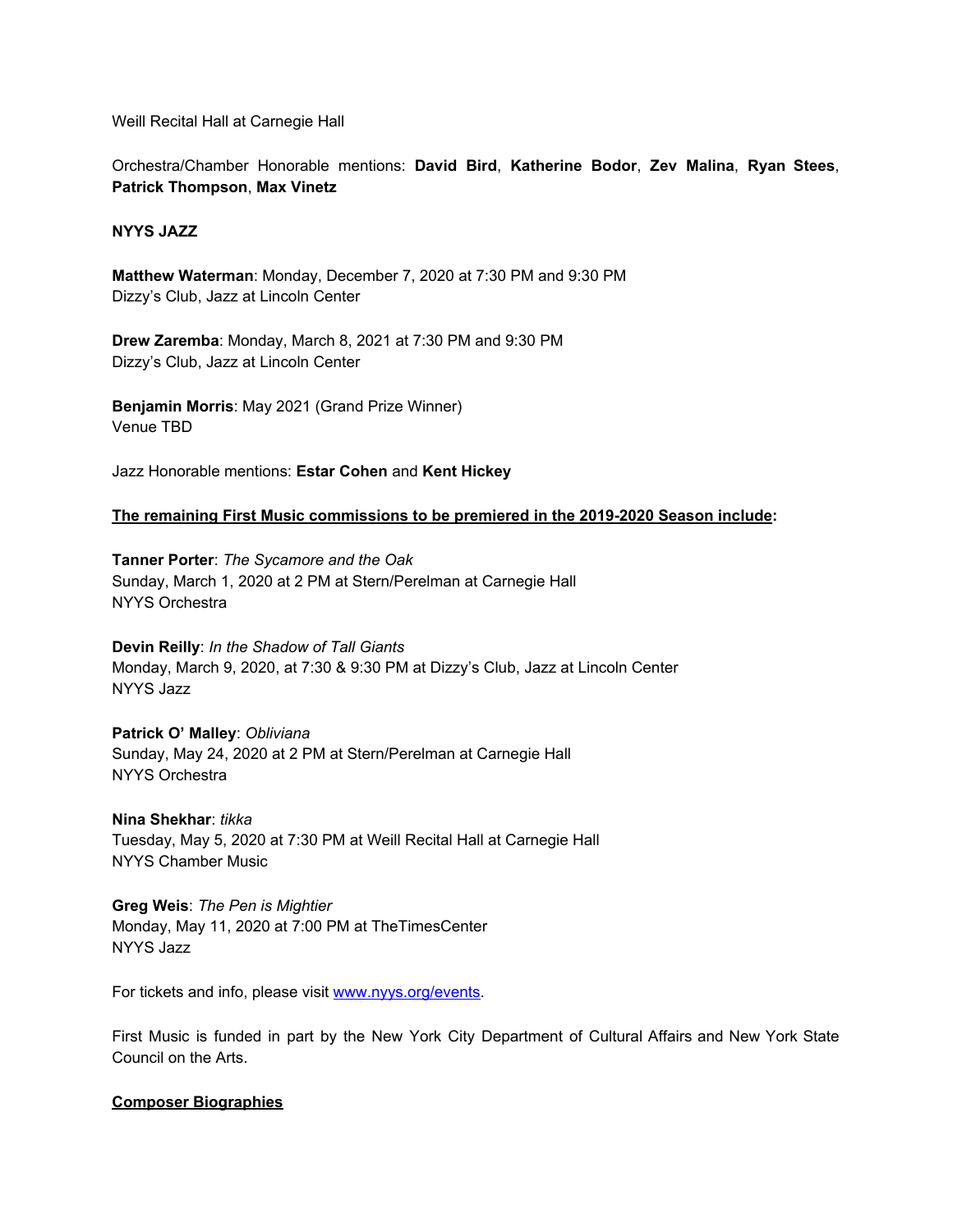Weill Recital Hall at Carnegie Hall

Orchestra/Chamber Honorable mentions: **David Bird**, **Katherine Bodor**, **Zev Malina**, **Ryan Stees**, **Patrick Thompson**, **Max Vinetz**

**NYYS JAZZ**

**Matthew Waterman**: Monday, December 7, 2020 at 7:30 PM and 9:30 PM
Dizzy's Club, Jazz at Lincoln Center

**Drew Zaremba**: Monday, March 8, 2021 at 7:30 PM and 9:30 PM
Dizzy's Club, Jazz at Lincoln Center

**Benjamin Morris**: May 2021 (Grand Prize Winner)
Venue TBD

Jazz Honorable mentions: **Estar Cohen** and **Kent Hickey**

**The remaining First Music commissions to be premiered in the 2019-2020 Season include:**

**Tanner Porter**: *The Sycamore and the Oak*
Sunday, March 1, 2020 at 2 PM at Stern/Perelman at Carnegie Hall
NYYS Orchestra

**Devin Reilly**: *In the Shadow of Tall Giants*
Monday, March 9, 2020, at 7:30 & 9:30 PM at Dizzy's Club, Jazz at Lincoln Center
NYYS Jazz

**Patrick O' Malley**: *Obliviana*
Sunday, May 24, 2020 at 2 PM at Stern/Perelman at Carnegie Hall
NYYS Orchestra

**Nina Shekhar**: *tikka*
Tuesday, May 5, 2020 at 7:30 PM at Weill Recital Hall at Carnegie Hall
NYYS Chamber Music

**Greg Weis**: *The Pen is Mightier*
Monday, May 11, 2020 at 7:00 PM at TheTimesCenter
NYYS Jazz

For tickets and info, please visit [www.nyys.org/events](www.nyys.org/events).

First Music is funded in part by the New York City Department of Cultural Affairs and New York State Council on the Arts.

**Composer Biographies**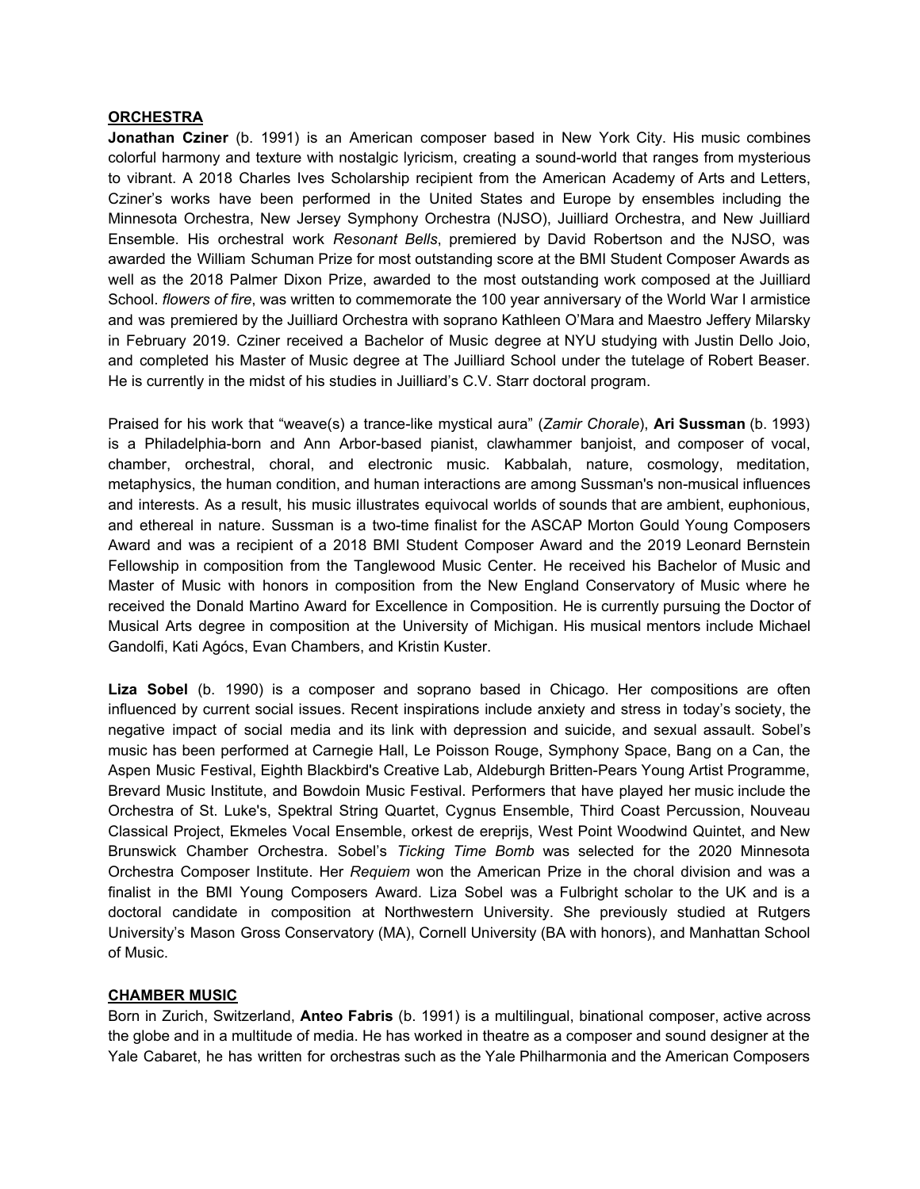**ORCHESTRA**

**Jonathan Cziner** (b. 1991) is an American composer based in New York City. His music combines colorful harmony and texture with nostalgic lyricism, creating a sound-world that ranges from mysterious to vibrant. A 2018 Charles Ives Scholarship recipient from the American Academy of Arts and Letters, Cziner's works have been performed in the United States and Europe by ensembles including the Minnesota Orchestra, New Jersey Symphony Orchestra (NJSO), Juilliard Orchestra, and New Juilliard Ensemble. His orchestral work *Resonant Bells*, premiered by David Robertson and the NJSO, was awarded the William Schuman Prize for most outstanding score at the BMI Student Composer Awards as well as the 2018 Palmer Dixon Prize, awarded to the most outstanding work composed at the Juilliard School. *flowers of fire*, was written to commemorate the 100 year anniversary of the World War I armistice and was premiered by the Juilliard Orchestra with soprano Kathleen O'Mara and Maestro Jeffery Milarsky in February 2019. Cziner received a Bachelor of Music degree at NYU studying with Justin Dello Joio, and completed his Master of Music degree at The Juilliard School under the tutelage of Robert Beaser. He is currently in the midst of his studies in Juilliard's C.V. Starr doctoral program.

Praised for his work that "weave(s) a trance-like mystical aura" (*Zamir Chorale*), **Ari Sussman** (b. 1993) is a Philadelphia-born and Ann Arbor-based pianist, clawhammer banjoist, and composer of vocal, chamber, orchestral, choral, and electronic music. Kabbalah, nature, cosmology, meditation, metaphysics, the human condition, and human interactions are among Sussman's non-musical influences and interests. As a result, his music illustrates equivocal worlds of sounds that are ambient, euphonious, and ethereal in nature. Sussman is a two-time finalist for the ASCAP Morton Gould Young Composers Award and was a recipient of a 2018 BMI Student Composer Award and the 2019 Leonard Bernstein Fellowship in composition from the Tanglewood Music Center. He received his Bachelor of Music and Master of Music with honors in composition from the New England Conservatory of Music where he received the Donald Martino Award for Excellence in Composition. He is currently pursuing the Doctor of Musical Arts degree in composition at the University of Michigan. His musical mentors include Michael Gandolfi, Kati Agócs, Evan Chambers, and Kristin Kuster.

**Liza Sobel** (b. 1990) is a composer and soprano based in Chicago. Her compositions are often influenced by current social issues. Recent inspirations include anxiety and stress in today's society, the negative impact of social media and its link with depression and suicide, and sexual assault. Sobel's music has been performed at Carnegie Hall, Le Poisson Rouge, Symphony Space, Bang on a Can, the Aspen Music Festival, Eighth Blackbird's Creative Lab, Aldeburgh Britten-Pears Young Artist Programme, Brevard Music Institute, and Bowdoin Music Festival. Performers that have played her music include the Orchestra of St. Luke's, Spektral String Quartet, Cygnus Ensemble, Third Coast Percussion, Nouveau Classical Project, Ekmeles Vocal Ensemble, orkest de ereprijs, West Point Woodwind Quintet, and New Brunswick Chamber Orchestra. Sobel's *Ticking Time Bomb* was selected for the 2020 Minnesota Orchestra Composer Institute. Her *Requiem* won the American Prize in the choral division and was a finalist in the BMI Young Composers Award. Liza Sobel was a Fulbright scholar to the UK and is a doctoral candidate in composition at Northwestern University. She previously studied at Rutgers University's Mason Gross Conservatory (MA), Cornell University (BA with honors), and Manhattan School of Music.

**CHAMBER MUSIC**

Born in Zurich, Switzerland, **Anteo Fabris** (b. 1991) is a multilingual, binational composer, active across the globe and in a multitude of media. He has worked in theatre as a composer and sound designer at the Yale Cabaret, he has written for orchestras such as the Yale Philharmonia and the American Composers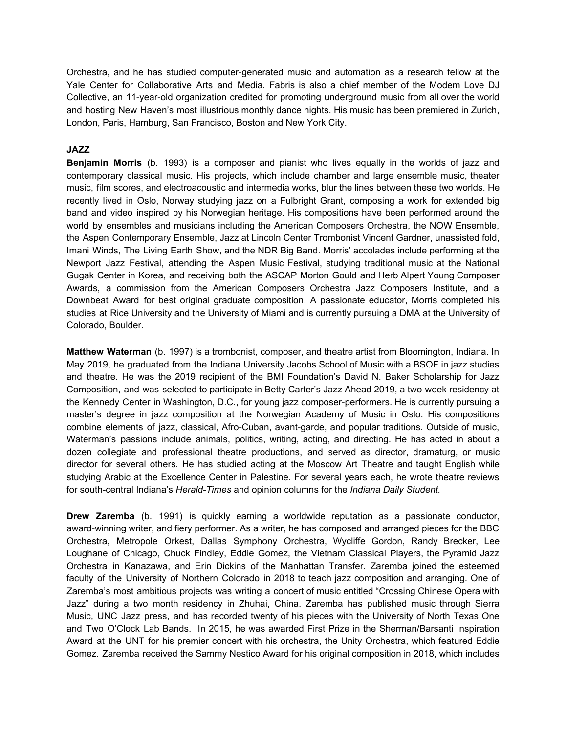Orchestra, and he has studied computer-generated music and automation as a research fellow at the Yale Center for Collaborative Arts and Media. Fabris is also a chief member of the Modem Love DJ Collective, an 11-year-old organization credited for promoting underground music from all over the world and hosting New Haven's most illustrious monthly dance nights. His music has been premiered in Zurich, London, Paris, Hamburg, San Francisco, Boston and New York City.

## ***JAZZ***

**Benjamin Morris** (b. 1993) is a composer and pianist who lives equally in the worlds of jazz and contemporary classical music. His projects, which include chamber and large ensemble music, theater music, film scores, and electroacoustic and intermedia works, blur the lines between these two worlds. He recently lived in Oslo, Norway studying jazz on a Fulbright Grant, composing a work for extended big band and video inspired by his Norwegian heritage. His compositions have been performed around the world by ensembles and musicians including the American Composers Orchestra, the NOW Ensemble, the Aspen Contemporary Ensemble, Jazz at Lincoln Center Trombonist Vincent Gardner, unassisted fold, Imani Winds, The Living Earth Show, and the NDR Big Band. Morris' accolades include performing at the Newport Jazz Festival, attending the Aspen Music Festival, studying traditional music at the National Gugak Center in Korea, and receiving both the ASCAP Morton Gould and Herb Alpert Young Composer Awards, a commission from the American Composers Orchestra Jazz Composers Institute, and a Downbeat Award for best original graduate composition. A passionate educator, Morris completed his studies at Rice University and the University of Miami and is currently pursuing a DMA at the University of Colorado, Boulder.

**Matthew Waterman** (b. 1997) is a trombonist, composer, and theatre artist from Bloomington, Indiana. In May 2019, he graduated from the Indiana University Jacobs School of Music with a BSOF in jazz studies and theatre. He was the 2019 recipient of the BMI Foundation's David N. Baker Scholarship for Jazz Composition, and was selected to participate in Betty Carter's Jazz Ahead 2019, a two-week residency at the Kennedy Center in Washington, D.C., for young jazz composer-performers. He is currently pursuing a master's degree in jazz composition at the Norwegian Academy of Music in Oslo. His compositions combine elements of jazz, classical, Afro-Cuban, avant-garde, and popular traditions. Outside of music, Waterman's passions include animals, politics, writing, acting, and directing. He has acted in about a dozen collegiate and professional theatre productions, and served as director, dramaturg, or music director for several others. He has studied acting at the Moscow Art Theatre and taught English while studying Arabic at the Excellence Center in Palestine. For several years each, he wrote theatre reviews for south-central Indiana's *Herald-Times* and opinion columns for the *Indiana Daily Student.*

**Drew Zaremba** (b. 1991) is quickly earning a worldwide reputation as a passionate conductor, award-winning writer, and fiery performer. As a writer, he has composed and arranged pieces for the BBC Orchestra, Metropole Orkest, Dallas Symphony Orchestra, Wycliffe Gordon, Randy Brecker, Lee Loughane of Chicago, Chuck Findley, Eddie Gomez, the Vietnam Classical Players, the Pyramid Jazz Orchestra in Kanazawa, and Erin Dickins of the Manhattan Transfer. Zaremba joined the esteemed faculty of the University of Northern Colorado in 2018 to teach jazz composition and arranging. One of Zaremba's most ambitious projects was writing a concert of music entitled "Crossing Chinese Opera with Jazz" during a two month residency in Zhuhai, China. Zaremba has published music through Sierra Music, UNC Jazz press, and has recorded twenty of his pieces with the University of North Texas One and Two O'Clock Lab Bands. In 2015, he was awarded First Prize in the Sherman/Barsanti Inspiration Award at the UNT for his premier concert with his orchestra, the Unity Orchestra, which featured Eddie Gomez. Zaremba received the Sammy Nestico Award for his original composition in 2018, which includes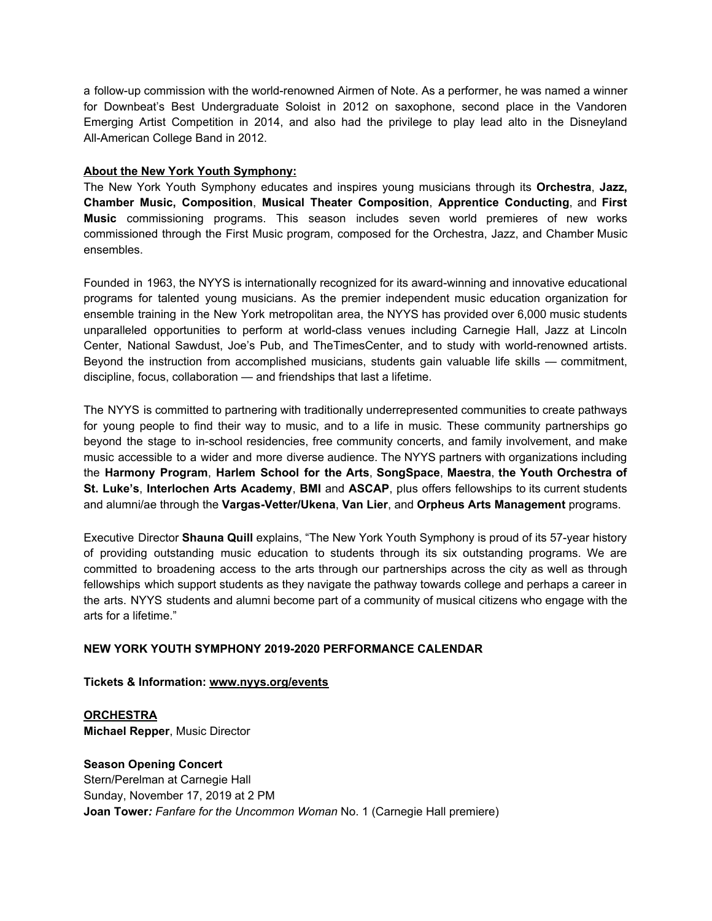a follow-up commission with the world-renowned Airmen of Note. As a performer, he was named a winner for Downbeat's Best Undergraduate Soloist in 2012 on saxophone, second place in the Vandoren Emerging Artist Competition in 2014, and also had the privilege to play lead alto in the Disneyland All-American College Band in 2012.

**About the New York Youth Symphony:**

The New York Youth Symphony educates and inspires young musicians through its **Orchestra**, **Jazz, Chamber Music, Composition**, **Musical Theater Composition**, **Apprentice Conducting**, and **First Music** commissioning programs. This season includes seven world premieres of new works commissioned through the First Music program, composed for the Orchestra, Jazz, and Chamber Music ensembles.

Founded in 1963, the NYYS is internationally recognized for its award-winning and innovative educational programs for talented young musicians. As the premier independent music education organization for ensemble training in the New York metropolitan area, the NYYS has provided over 6,000 music students unparalleled opportunities to perform at world-class venues including Carnegie Hall, Jazz at Lincoln Center, National Sawdust, Joe's Pub, and TheTimesCenter, and to study with world-renowned artists. Beyond the instruction from accomplished musicians, students gain valuable life skills — commitment, discipline, focus, collaboration — and friendships that last a lifetime.

The NYYS is committed to partnering with traditionally underrepresented communities to create pathways for young people to find their way to music, and to a life in music. These community partnerships go beyond the stage to in-school residencies, free community concerts, and family involvement, and make music accessible to a wider and more diverse audience. The NYYS partners with organizations including the **Harmony Program**, **Harlem School for the Arts**, **SongSpace**, **Maestra**, **the Youth Orchestra of St. Luke's**, **Interlochen Arts Academy**, **BMI** and **ASCAP**, plus offers fellowships to its current students and alumni/ae through the **Vargas-Vetter/Ukena**, **Van Lier**, and **Orpheus Arts Management** programs.

Executive Director **Shauna Quill** explains, "The New York Youth Symphony is proud of its 57-year history of providing outstanding music education to students through its six outstanding programs. We are committed to broadening access to the arts through our partnerships across the city as well as through fellowships which support students as they navigate the pathway towards college and perhaps a career in the arts. NYYS students and alumni become part of a community of musical citizens who engage with the arts for a lifetime."

**NEW YORK YOUTH SYMPHONY 2019-2020 PERFORMANCE CALENDAR**

**Tickets & Information: www.nyys.org/events**

**ORCHESTRA**
**Michael Repper**, Music Director

**Season Opening Concert**
Stern/Perelman at Carnegie Hall
Sunday, November 17, 2019 at 2 PM
**Joan Tower***: Fanfare for the Uncommon Woman* No. 1 (Carnegie Hall premiere)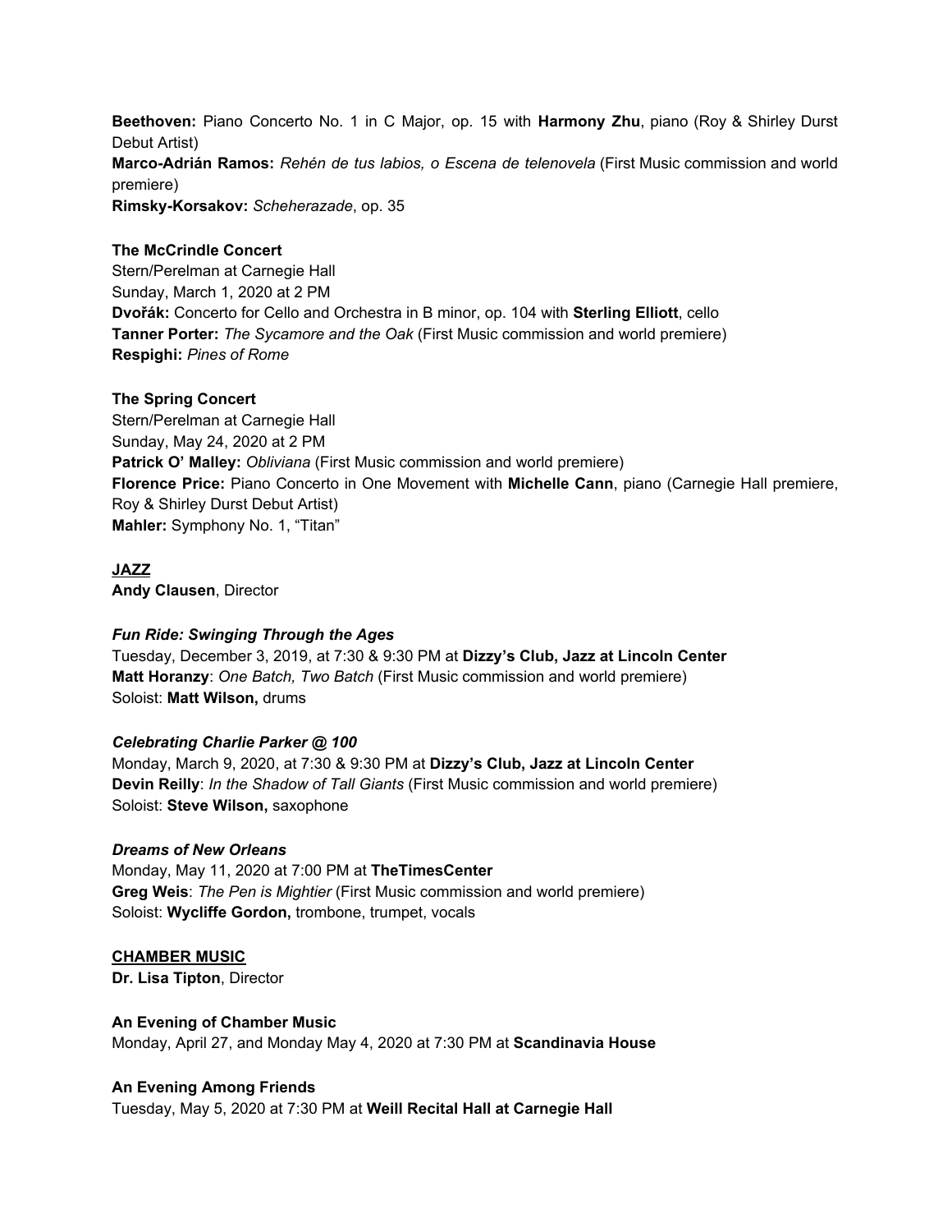**Beethoven:** Piano Concerto No. 1 in C Major, op. 15 with **Harmony Zhu**, piano (Roy & Shirley Durst Debut Artist)
**Marco-Adrián Ramos:** *Rehén de tus labios, o Escena de telenovela* (First Music commission and world premiere)
**Rimsky-Korsakov:** *Scheherazade*, op. 35

**The McCrindle Concert**
Stern/Perelman at Carnegie Hall
Sunday, March 1, 2020 at 2 PM
**Dvořák:** Concerto for Cello and Orchestra in B minor, op. 104 with **Sterling Elliott**, cello
**Tanner Porter:** *The Sycamore and the Oak* (First Music commission and world premiere)
**Respighi:** *Pines of Rome*

**The Spring Concert**
Stern/Perelman at Carnegie Hall
Sunday, May 24, 2020 at 2 PM
**Patrick O' Malley:** *Obliviana* (First Music commission and world premiere)
**Florence Price:** Piano Concerto in One Movement with **Michelle Cann**, piano (Carnegie Hall premiere, Roy & Shirley Durst Debut Artist)
**Mahler:** Symphony No. 1, "Titan"

## JAZZ

**Andy Clausen**, Director

***Fun Ride: Swinging Through the Ages***
Tuesday, December 3, 2019, at 7:30 & 9:30 PM at **Dizzy's Club, Jazz at Lincoln Center**
**Matt Horanzy**: *One Batch, Two Batch* (First Music commission and world premiere)
Soloist: **Matt Wilson,** drums

***Celebrating Charlie Parker @ 100***
Monday, March 9, 2020, at 7:30 & 9:30 PM at **Dizzy's Club, Jazz at Lincoln Center**
**Devin Reilly**: *In the Shadow of Tall Giants* (First Music commission and world premiere)
Soloist: **Steve Wilson,** saxophone

***Dreams of New Orleans***
Monday, May 11, 2020 at 7:00 PM at **TheTimesCenter**
**Greg Weis**: *The Pen is Mightier* (First Music commission and world premiere)
Soloist: **Wycliffe Gordon,** trombone, trumpet, vocals

## CHAMBER MUSIC

**Dr. Lisa Tipton**, Director

**An Evening of Chamber Music**
Monday, April 27, and Monday May 4, 2020 at 7:30 PM at **Scandinavia House**

**An Evening Among Friends**
Tuesday, May 5, 2020 at 7:30 PM at **Weill Recital Hall at Carnegie Hall**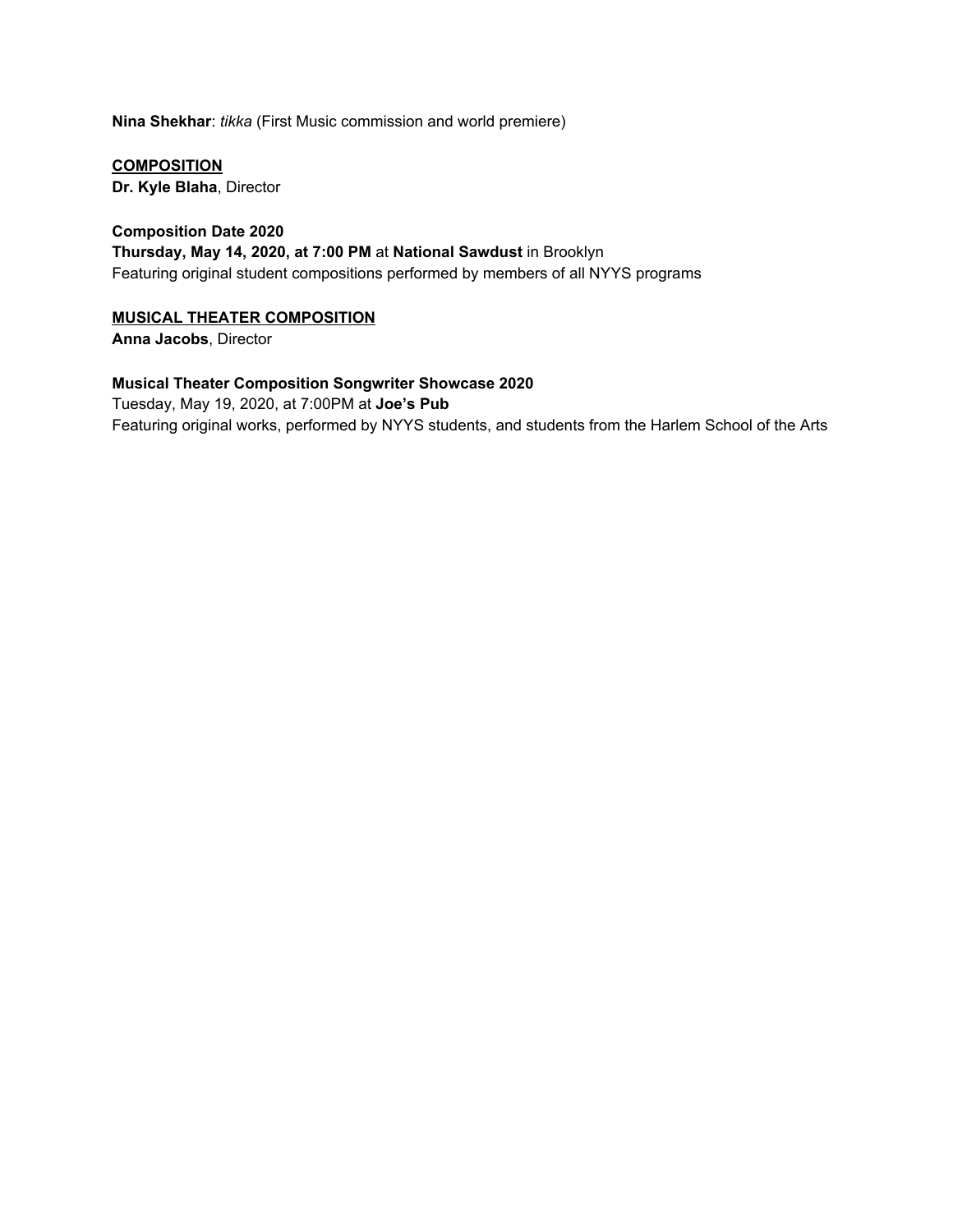**Nina Shekhar**: *tikka* (First Music commission and world premiere)

**COMPOSITION**
**Dr. Kyle Blaha**, Director

**Composition Date 2020**
**Thursday, May 14, 2020, at 7:00 PM** at **National Sawdust** in Brooklyn
Featuring original student compositions performed by members of all NYYS programs

**MUSICAL THEATER COMPOSITION**
**Anna Jacobs**, Director

**Musical Theater Composition Songwriter Showcase 2020**
Tuesday, May 19, 2020, at 7:00PM at **Joe's Pub**
Featuring original works, performed by NYYS students, and students from the Harlem School of the Arts